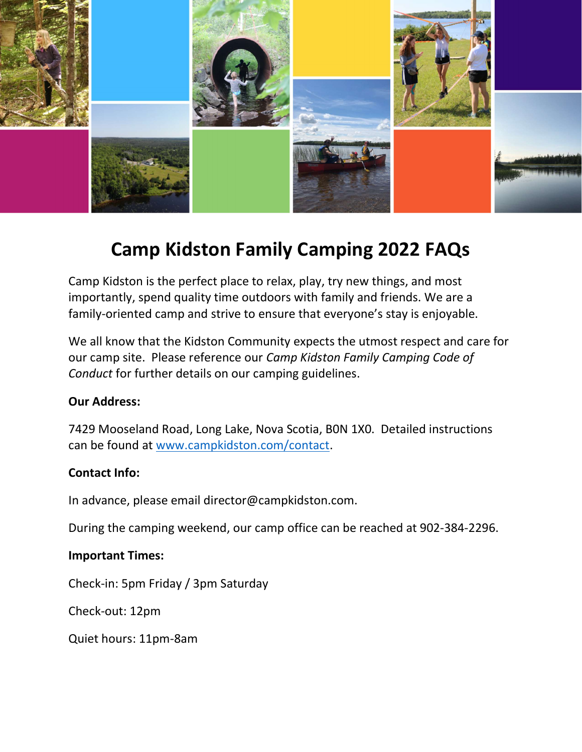# Camp Kidston Family Camping 2022 FAQs

Camp Kidston is the perfect place to relax, play, try new things, and most importantly, spend quality time outdoors with family and friends. We are a family-oriented camp and strive to ensure that everyone's stay is enjoyable.

We all know that the Kidston Community expects the utmost respect and care for our camp site. Please reference our *Camp Kidston Family Camping Code of Conduct* for further details on our camping guidelines.

**Our Address:**

7429 Mooseland Road, Long Lake, Nova Scotia, B0N 1X0. Detailed instructions can be found at [www.campkidston.com/contact](www.campkidston.com/contact).

**Contact Info:**

In advance, please email director@campkidston.com.

During the camping weekend, our camp office can be reached at 902-384-2296.

**Important Times:**

Check-in: 5pm Friday / 3pm Saturday

Check-out: 12pm

Quiet hours: 11pm-8am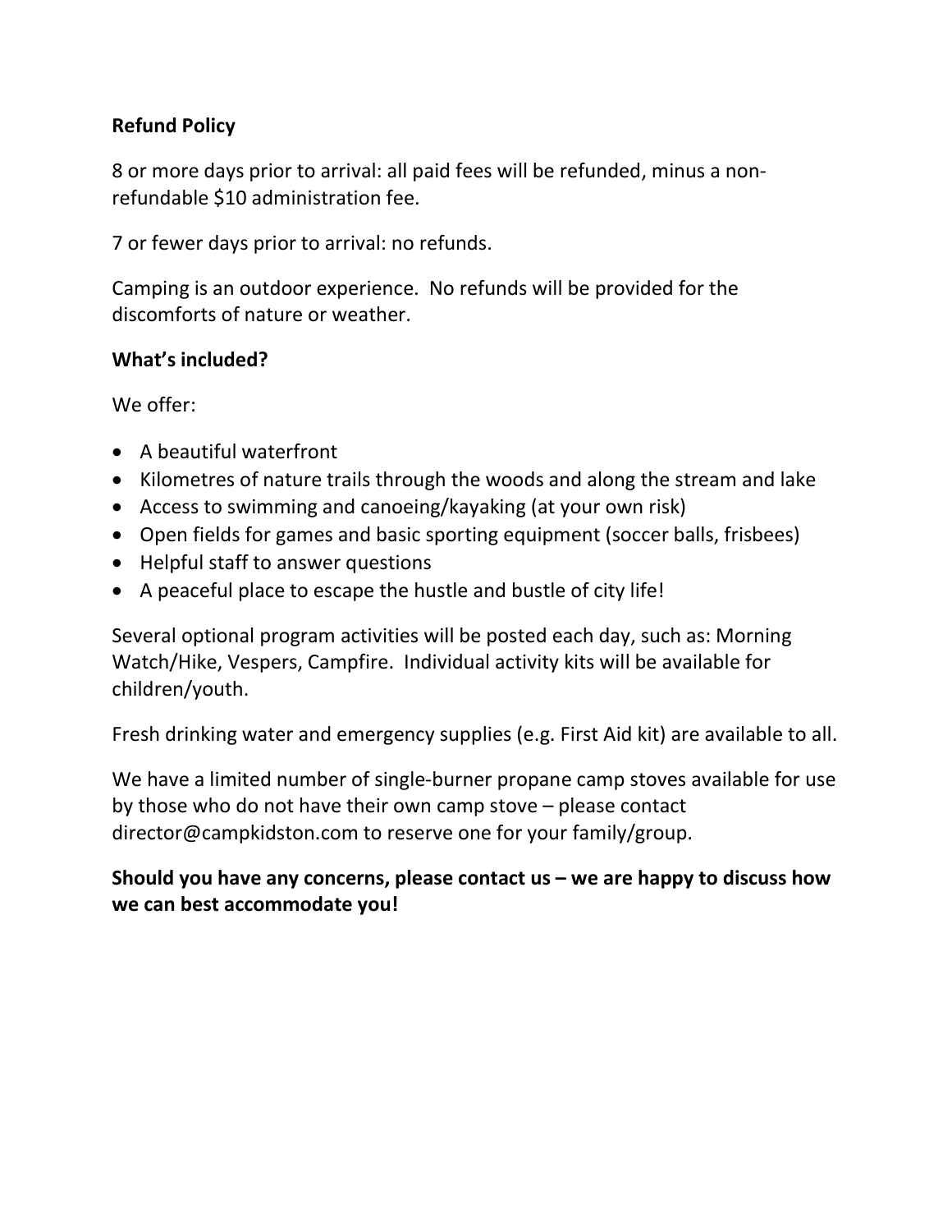**Refund Policy**

8 or more days prior to arrival: all paid fees will be refunded, minus a non-refundable $10 administration fee.

7 or fewer days prior to arrival: no refunds.

Camping is an outdoor experience. No refunds will be provided for the discomforts of nature or weather.

**What's included?**

We offer:

- A beautiful waterfront
- Kilometres of nature trails through the woods and along the stream and lake
- Access to swimming and canoeing/kayaking (at your own risk)
- Open fields for games and basic sporting equipment (soccer balls, frisbees)
- Helpful staff to answer questions
- A peaceful place to escape the hustle and bustle of city life!

Several optional program activities will be posted each day, such as: Morning Watch/Hike, Vespers, Campfire. Individual activity kits will be available for children/youth.

Fresh drinking water and emergency supplies (e.g. First Aid kit) are available to all.

We have a limited number of single-burner propane camp stoves available for use by those who do not have their own camp stove – please contact director@campkidston.com to reserve one for your family/group.

**Should you have any concerns, please contact us – we are happy to discuss how we can best accommodate you!**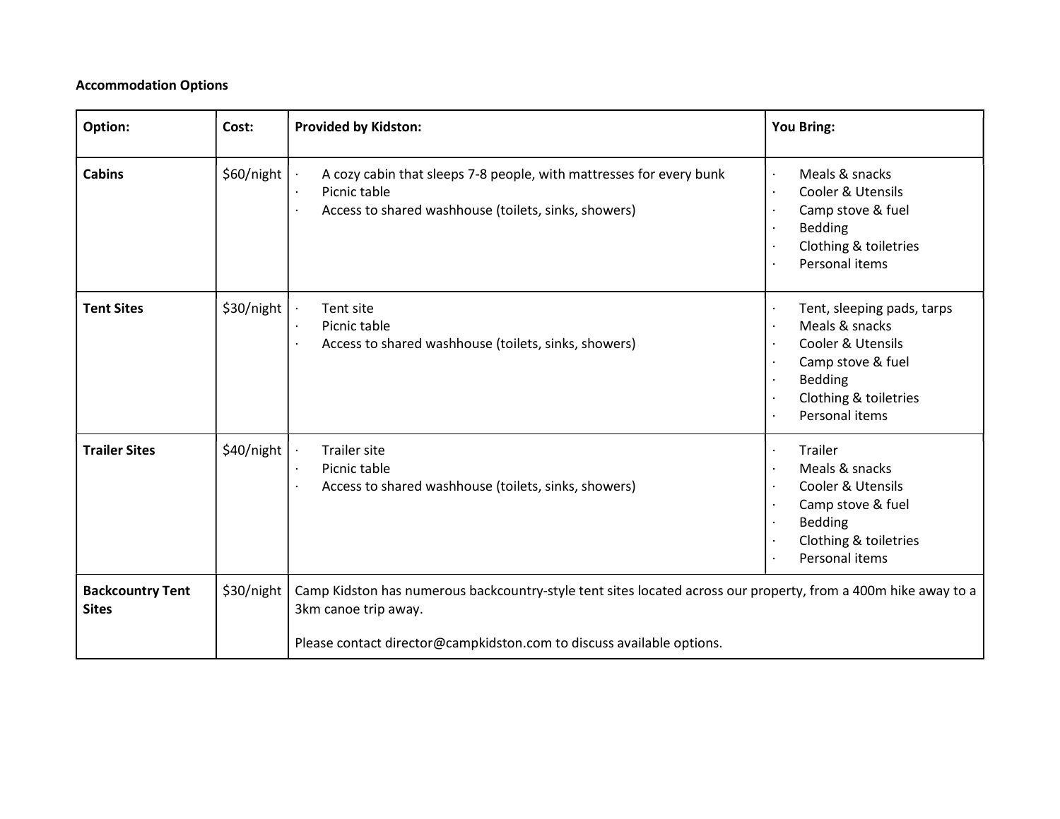**Accommodation Options**

| Option: | Cost: | Provided by Kidston: | You Bring: |
|---|---|---|---|
| **Cabins** | $60/night | · A cozy cabin that sleeps 7-8 people, with mattresses for every bunk<br>· Picnic table<br>· Access to shared washhouse (toilets, sinks, showers) | · Meals & snacks<br>· Cooler & Utensils<br>· Camp stove & fuel<br>· Bedding<br>· Clothing & toiletries<br>· Personal items |
| **Tent Sites** | $30/night | · Tent site<br>· Picnic table<br>· Access to shared washhouse (toilets, sinks, showers) | · Tent, sleeping pads, tarps<br>· Meals & snacks<br>· Cooler & Utensils<br>· Camp stove & fuel<br>· Bedding<br>· Clothing & toiletries<br>· Personal items |
| **Trailer Sites** | $40/night | · Trailer site<br>· Picnic table<br>· Access to shared washhouse (toilets, sinks, showers) | · Trailer<br>· Meals & snacks<br>· Cooler & Utensils<br>· Camp stove & fuel<br>· Bedding<br>· Clothing & toiletries<br>· Personal items |
| **Backcountry Tent Sites** | $30/night | Camp Kidston has numerous backcountry-style tent sites located across our property, from a 400m hike away to a 3km canoe trip away.<br><br>Please contact director@campkidston.com to discuss available options. | |